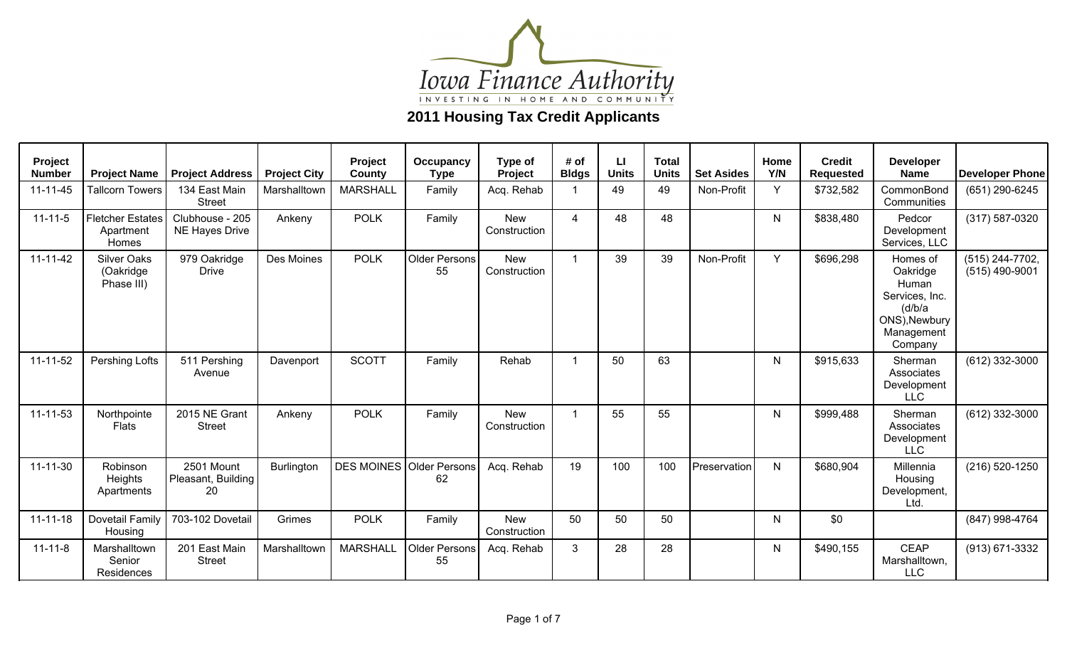Iowa Finance Authority

INVESTING IN HOME AND COMMUNITY

# 2011 Housing Tax Credit Applicants

| Project Number | Project Name | Project Address | Project City | Project County | Occupancy Type | Type of Project | # of Bldgs | LI Units | Total Units | Set Asides | Home Y/N | Credit Requested | Developer Name | Developer Phone |
|---|---|---|---|---|---|---|---|---|---|---|---|---|---|---|
| 11-11-45 | Tallcorn Towers | 134 East Main Street | Marshalltown | MARSHALL | Family | Acq. Rehab | 1 | 49 | 49 | Non-Profit | Y | $732,582 | CommonBond Communities | (651) 290-6245 |
| 11-11-5 | Fletcher Estates Apartment Homes | Clubhouse - 205 NE Hayes Drive | Ankeny | POLK | Family | New Construction | 4 | 48 | 48 | | N | $838,480 | Pedcor Development Services, LLC | (317) 587-0320 |
| 11-11-42 | Silver Oaks (Oakridge Phase III) | 979 Oakridge Drive | Des Moines | POLK | Older Persons 55 | New Construction | 1 | 39 | 39 | Non-Profit | Y | $696,298 | Homes of Oakridge Human Services, Inc. (d/b/a ONS),Newbury Management Company | (515) 244-7702, (515) 490-9001 |
| 11-11-52 | Pershing Lofts | 511 Pershing Avenue | Davenport | SCOTT | Family | Rehab | 1 | 50 | 63 | | N | $915,633 | Sherman Associates Development LLC | (612) 332-3000 |
| 11-11-53 | Northpointe Flats | 2015 NE Grant Street | Ankeny | POLK | Family | New Construction | 1 | 55 | 55 | | N | $999,488 | Sherman Associates Development LLC | (612) 332-3000 |
| 11-11-30 | Robinson Heights Apartments | 2501 Mount Pleasant, Building 20 | Burlington | DES MOINES | Older Persons 62 | Acq. Rehab | 19 | 100 | 100 | Preservation | N | $680,904 | Millennia Housing Development, Ltd. | (216) 520-1250 |
| 11-11-18 | Dovetail Family Housing | 703-102 Dovetail | Grimes | POLK | Family | New Construction | 50 | 50 | 50 | | N | $0 | | (847) 998-4764 |
| 11-11-8 | Marshalltown Senior Residences | 201 East Main Street | Marshalltown | MARSHALL | Older Persons 55 | Acq. Rehab | 3 | 28 | 28 | | N | $490,155 | CEAP Marshalltown, LLC | (913) 671-3332 |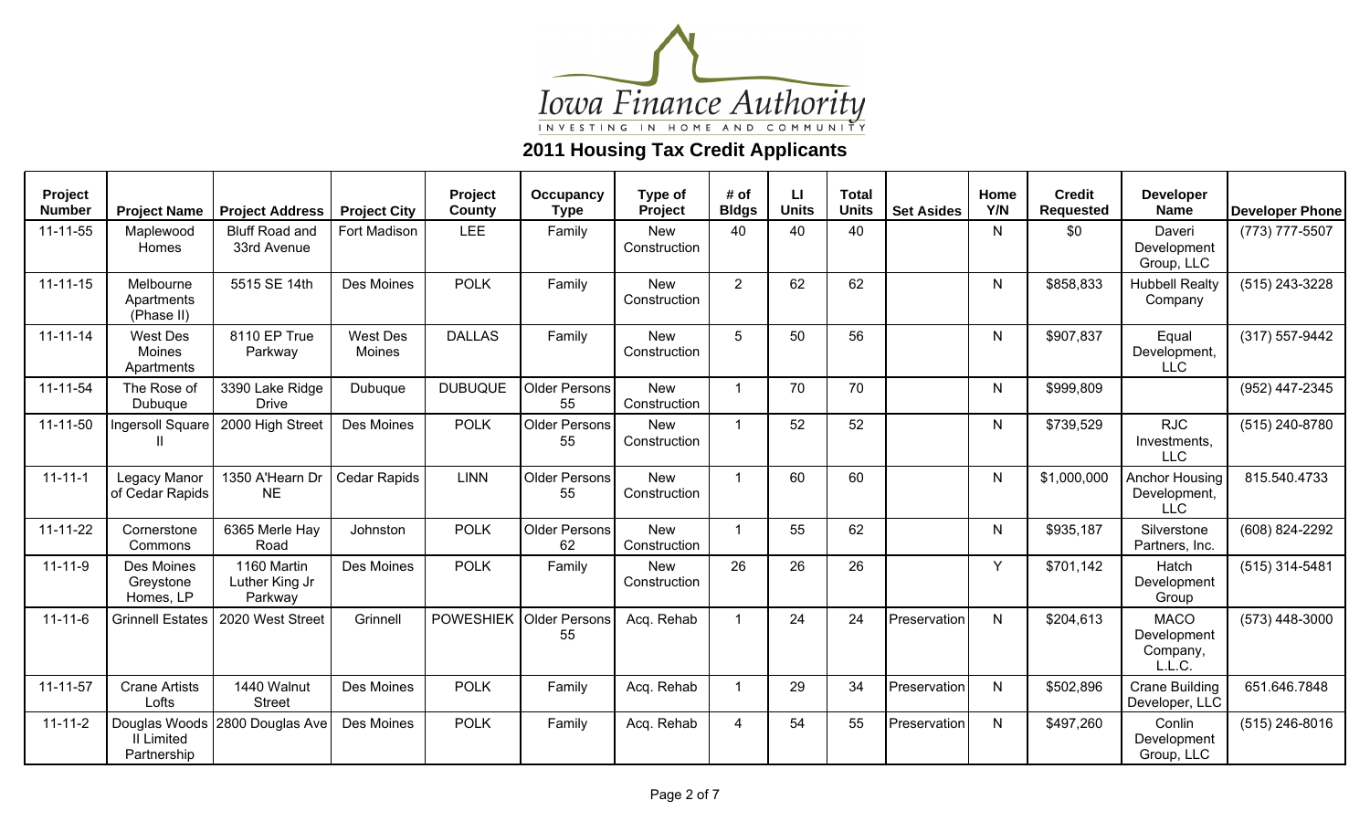Iowa Finance Authority

INVESTING IN HOME AND COMMUNITY

## 2011 Housing Tax Credit Applicants

| Project Number | Project Name | Project Address | Project City | Project County | Occupancy Type | Type of Project | # of Bldgs | LI Units | Total Units | Set Asides | Home Y/N | Credit Requested | Developer Name | Developer Phone |
|---|---|---|---|---|---|---|---|---|---|---|---|---|---|---|
| 11-11-55 | Maplewood Homes | Bluff Road and 33rd Avenue | Fort Madison | LEE | Family | New Construction | 40 | 40 | 40 | | N | $0 | Daveri Development Group, LLC | (773) 777-5507 |
| 11-11-15 | Melbourne Apartments (Phase II) | 5515 SE 14th | Des Moines | POLK | Family | New Construction | 2 | 62 | 62 | | N | $858,833 | Hubbell Realty Company | (515) 243-3228 |
| 11-11-14 | West Des Moines Apartments | 8110 EP True Parkway | West Des Moines | DALLAS | Family | New Construction | 5 | 50 | 56 | | N | $907,837 | Equal Development, LLC | (317) 557-9442 |
| 11-11-54 | The Rose of Dubuque | 3390 Lake Ridge Drive | Dubuque | DUBUQUE | Older Persons 55 | New Construction | 1 | 70 | 70 | | N | $999,809 | | (952) 447-2345 |
| 11-11-50 | Ingersoll Square II | 2000 High Street | Des Moines | POLK | Older Persons 55 | New Construction | 1 | 52 | 52 | | N | $739,529 | RJC Investments, LLC | (515) 240-8780 |
| 11-11-1 | Legacy Manor of Cedar Rapids | 1350 A'Hearn Dr NE | Cedar Rapids | LINN | Older Persons 55 | New Construction | 1 | 60 | 60 | | N | $1,000,000 | Anchor Housing Development, LLC | 815.540.4733 |
| 11-11-22 | Cornerstone Commons | 6365 Merle Hay Road | Johnston | POLK | Older Persons 62 | New Construction | 1 | 55 | 62 | | N | $935,187 | Silverstone Partners, Inc. | (608) 824-2292 |
| 11-11-9 | Des Moines Greystone Homes, LP | 1160 Martin Luther King Jr Parkway | Des Moines | POLK | Family | New Construction | 26 | 26 | 26 | | Y | $701,142 | Hatch Development Group | (515) 314-5481 |
| 11-11-6 | Grinnell Estates | 2020 West Street | Grinnell | POWESHIEK | Older Persons 55 | Acq. Rehab | 1 | 24 | 24 | Preservation | N | $204,613 | MACO Development Company, L.L.C. | (573) 448-3000 |
| 11-11-57 | Crane Artists Lofts | 1440 Walnut Street | Des Moines | POLK | Family | Acq. Rehab | 1 | 29 | 34 | Preservation | N | $502,896 | Crane Building Developer, LLC | 651.646.7848 |
| 11-11-2 | Douglas Woods II Limited Partnership | 2800 Douglas Ave | Des Moines | POLK | Family | Acq. Rehab | 4 | 54 | 55 | Preservation | N | $497,260 | Conlin Development Group, LLC | (515) 246-8016 |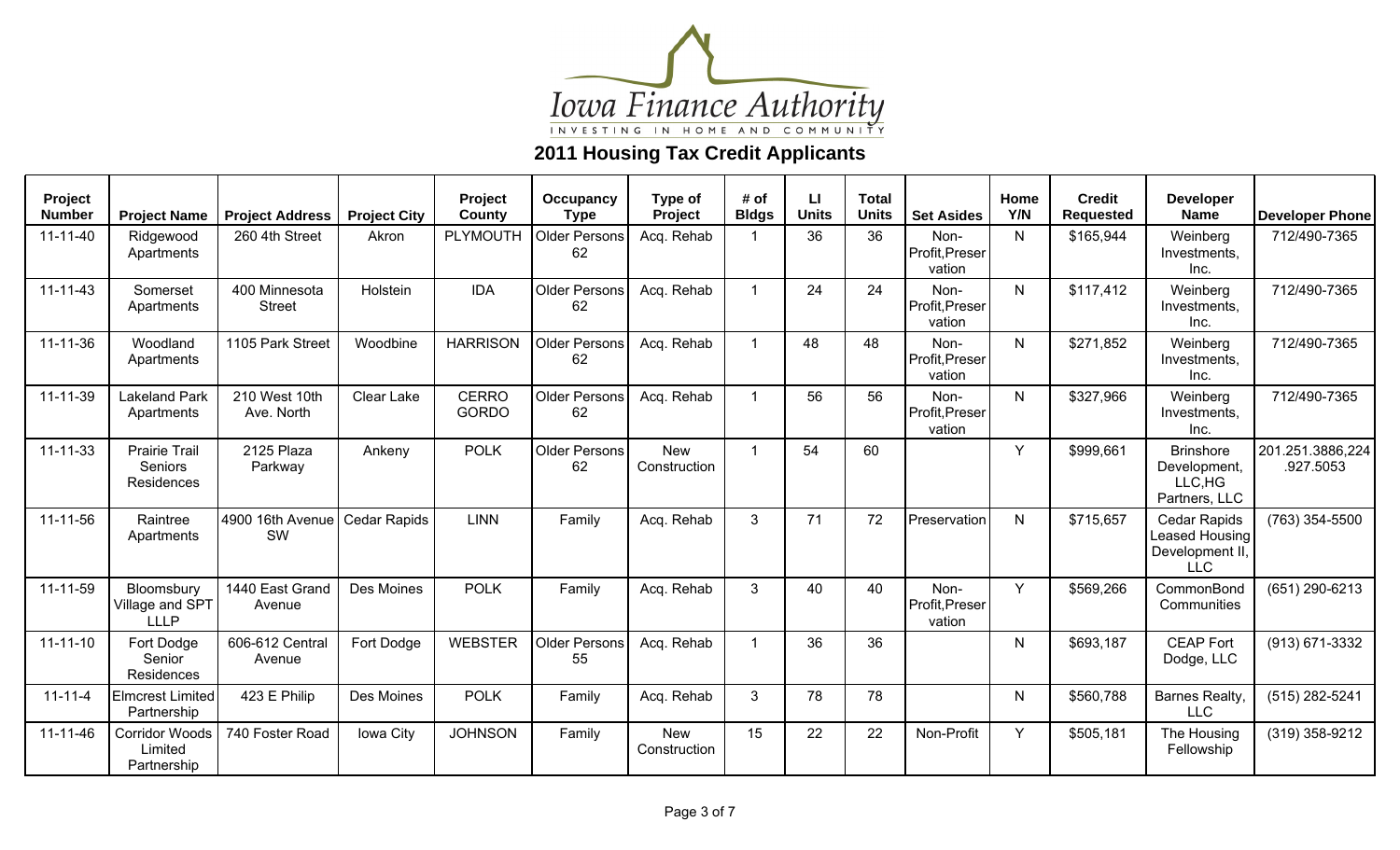# Iowa Finance Authority

INVESTING IN HOME AND COMMUNITY

## 2011 Housing Tax Credit Applicants

| Project Number | Project Name | Project Address | Project City | Project County | Occupancy Type | Type of Project | # of Bldgs | LI Units | Total Units | Set Asides | Home Y/N | Credit Requested | Developer Name | Developer Phone |
|---|---|---|---|---|---|---|---|---|---|---|---|---|---|---|
| 11-11-40 | Ridgewood Apartments | 260 4th Street | Akron | PLYMOUTH | Older Persons 62 | Acq. Rehab | 1 | 36 | 36 | Non-Profit,Preservation | N | $165,944 | Weinberg Investments, Inc. | 712/490-7365 |
| 11-11-43 | Somerset Apartments | 400 Minnesota Street | Holstein | IDA | Older Persons 62 | Acq. Rehab | 1 | 24 | 24 | Non-Profit,Preservation | N | $117,412 | Weinberg Investments, Inc. | 712/490-7365 |
| 11-11-36 | Woodland Apartments | 1105 Park Street | Woodbine | HARRISON | Older Persons 62 | Acq. Rehab | 1 | 48 | 48 | Non-Profit,Preservation | N | $271,852 | Weinberg Investments, Inc. | 712/490-7365 |
| 11-11-39 | Lakeland Park Apartments | 210 West 10th Ave. North | Clear Lake | CERRO GORDO | Older Persons 62 | Acq. Rehab | 1 | 56 | 56 | Non-Profit,Preservation | N | $327,966 | Weinberg Investments, Inc. | 712/490-7365 |
| 11-11-33 | Prairie Trail Seniors Residences | 2125 Plaza Parkway | Ankeny | POLK | Older Persons 62 | New Construction | 1 | 54 | 60 | | Y | $999,661 | Brinshore Development, LLC,HG Partners, LLC | 201.251.3886,224.927.5053 |
| 11-11-56 | Raintree Apartments | 4900 16th Avenue SW | Cedar Rapids | LINN | Family | Acq. Rehab | 3 | 71 | 72 | Preservation | N | $715,657 | Cedar Rapids Leased Housing Development II, LLC | (763) 354-5500 |
| 11-11-59 | Bloomsbury Village and SPT LLLP | 1440 East Grand Avenue | Des Moines | POLK | Family | Acq. Rehab | 3 | 40 | 40 | Non-Profit,Preservation | Y | $569,266 | CommonBond Communities | (651) 290-6213 |
| 11-11-10 | Fort Dodge Senior Residences | 606-612 Central Avenue | Fort Dodge | WEBSTER | Older Persons 55 | Acq. Rehab | 1 | 36 | 36 | | N | $693,187 | CEAP Fort Dodge, LLC | (913) 671-3332 |
| 11-11-4 | Elmcrest Limited Partnership | 423 E Philip | Des Moines | POLK | Family | Acq. Rehab | 3 | 78 | 78 | | N | $560,788 | Barnes Realty, LLC | (515) 282-5241 |
| 11-11-46 | Corridor Woods Limited Partnership | 740 Foster Road | Iowa City | JOHNSON | Family | New Construction | 15 | 22 | 22 | Non-Profit | Y | $505,181 | The Housing Fellowship | (319) 358-9212 |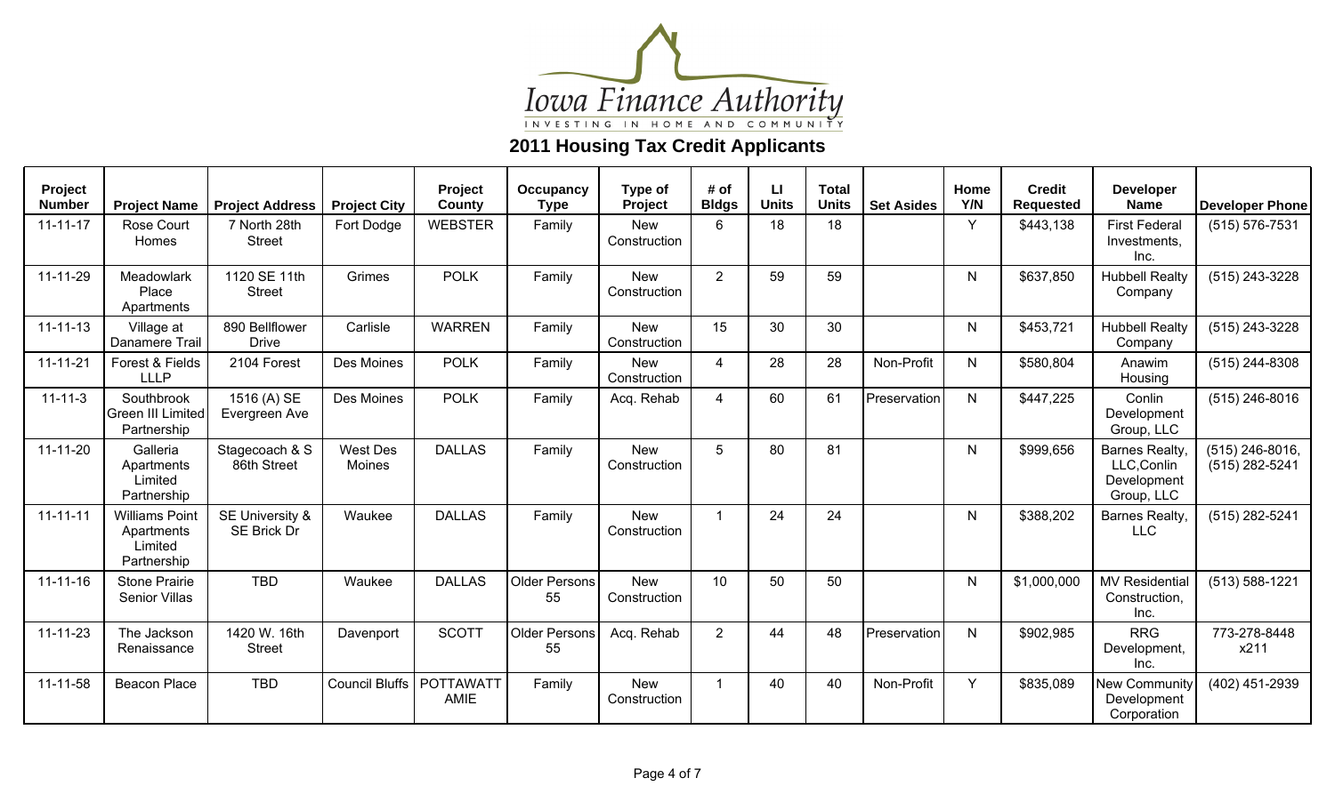Iowa Finance Authority

INVESTING IN HOME AND COMMUNITY

## 2011 Housing Tax Credit Applicants

| Project Number | Project Name | Project Address | Project City | Project County | Occupancy Type | Type of Project | # of Bldgs | LI Units | Total Units | Set Asides | Home Y/N | Credit Requested | Developer Name | Developer Phone |
|---|---|---|---|---|---|---|---|---|---|---|---|---|---|---|
| 11-11-17 | Rose Court Homes | 7 North 28th Street | Fort Dodge | WEBSTER | Family | New Construction | 6 | 18 | 18 | | Y | $443,138 | First Federal Investments, Inc. | (515) 576-7531 |
| 11-11-29 | Meadowlark Place Apartments | 1120 SE 11th Street | Grimes | POLK | Family | New Construction | 2 | 59 | 59 | | N | $637,850 | Hubbell Realty Company | (515) 243-3228 |
| 11-11-13 | Village at Danamere Trail | 890 Bellflower Drive | Carlisle | WARREN | Family | New Construction | 15 | 30 | 30 | | N | $453,721 | Hubbell Realty Company | (515) 243-3228 |
| 11-11-21 | Forest & Fields LLLP | 2104 Forest | Des Moines | POLK | Family | New Construction | 4 | 28 | 28 | Non-Profit | N | $580,804 | Anawim Housing | (515) 244-8308 |
| 11-11-3 | Southbrook Green III Limited Partnership | 1516 (A) SE Evergreen Ave | Des Moines | POLK | Family | Acq. Rehab | 4 | 60 | 61 | Preservation | N | $447,225 | Conlin Development Group, LLC | (515) 246-8016 |
| 11-11-20 | Galleria Apartments Limited Partnership | Stagecoach & S 86th Street | West Des Moines | DALLAS | Family | New Construction | 5 | 80 | 81 | | N | $999,656 | Barnes Realty, LLC,Conlin Development Group, LLC | (515) 246-8016, (515) 282-5241 |
| 11-11-11 | Williams Point Apartments Limited Partnership | SE University & SE Brick Dr | Waukee | DALLAS | Family | New Construction | 1 | 24 | 24 | | N | $388,202 | Barnes Realty, LLC | (515) 282-5241 |
| 11-11-16 | Stone Prairie Senior Villas | TBD | Waukee | DALLAS | Older Persons 55 | New Construction | 10 | 50 | 50 | | N | $1,000,000 | MV Residential Construction, Inc. | (513) 588-1221 |
| 11-11-23 | The Jackson Renaissance | 1420 W. 16th Street | Davenport | SCOTT | Older Persons 55 | Acq. Rehab | 2 | 44 | 48 | Preservation | N | $902,985 | RRG Development, Inc. | 773-278-8448 x211 |
| 11-11-58 | Beacon Place | TBD | Council Bluffs | POTTAWATTAMIE | Family | New Construction | 1 | 40 | 40 | Non-Profit | Y | $835,089 | New Community Development Corporation | (402) 451-2939 |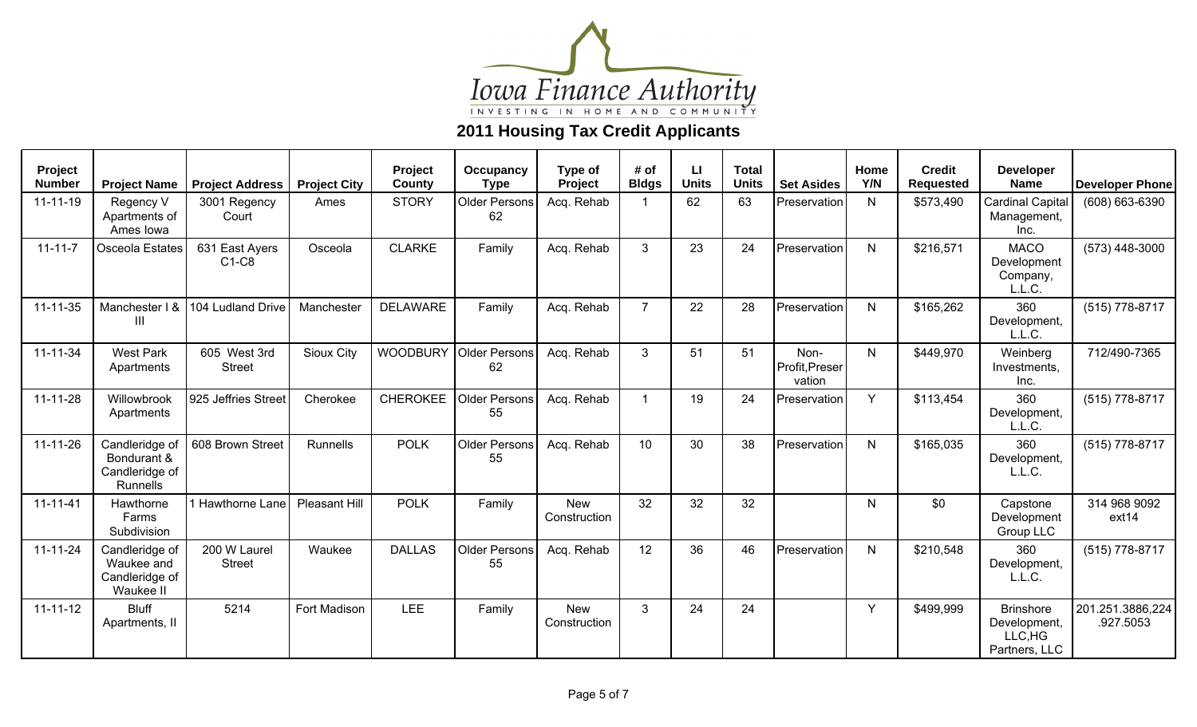## 2011 Housing Tax Credit Applicants

| Project Number | Project Name | Project Address | Project City | Project County | Occupancy Type | Type of Project | # of Bldgs | LI Units | Total Units | Set Asides | Home Y/N | Credit Requested | Developer Name | Developer Phone |
|---|---|---|---|---|---|---|---|---|---|---|---|---|---|---|
| 11-11-19 | Regency V Apartments of Ames Iowa | 3001 Regency Court | Ames | STORY | Older Persons 62 | Acq. Rehab | 1 | 62 | 63 | Preservation | N | $573,490 | Cardinal Capital Management, Inc. | (608) 663-6390 |
| 11-11-7 | Osceola Estates | 631 East Ayers C1-C8 | Osceola | CLARKE | Family | Acq. Rehab | 3 | 23 | 24 | Preservation | N | $216,571 | MACO Development Company, L.L.C. | (573) 448-3000 |
| 11-11-35 | Manchester I & III | 104 Ludland Drive | Manchester | DELAWARE | Family | Acq. Rehab | 7 | 22 | 28 | Preservation | N | $165,262 | 360 Development, L.L.C. | (515) 778-8717 |
| 11-11-34 | West Park Apartments | 605 West 3rd Street | Sioux City | WOODBURY | Older Persons 62 | Acq. Rehab | 3 | 51 | 51 | Non-Profit,Preservation | N | $449,970 | Weinberg Investments, Inc. | 712/490-7365 |
| 11-11-28 | Willowbrook Apartments | 925 Jeffries Street | Cherokee | CHEROKEE | Older Persons 55 | Acq. Rehab | 1 | 19 | 24 | Preservation | Y | $113,454 | 360 Development, L.L.C. | (515) 778-8717 |
| 11-11-26 | Candleridge of Bondurant & Candleridge of Runnells | 608 Brown Street | Runnells | POLK | Older Persons 55 | Acq. Rehab | 10 | 30 | 38 | Preservation | N | $165,035 | 360 Development, L.L.C. | (515) 778-8717 |
| 11-11-41 | Hawthorne Farms Subdivision | 1 Hawthorne Lane | Pleasant Hill | POLK | Family | New Construction | 32 | 32 | 32 | | N | $0 | Capstone Development Group LLC | 314 968 9092 ext14 |
| 11-11-24 | Candleridge of Waukee and Candleridge of Waukee II | 200 W Laurel Street | Waukee | DALLAS | Older Persons 55 | Acq. Rehab | 12 | 36 | 46 | Preservation | N | $210,548 | 360 Development, L.L.C. | (515) 778-8717 |
| 11-11-12 | Bluff Apartments, II | 5214 | Fort Madison | LEE | Family | New Construction | 3 | 24 | 24 | | Y | $499,999 | Brinshore Development, LLC,HG Partners, LLC | 201.251.3886,224.927.5053 |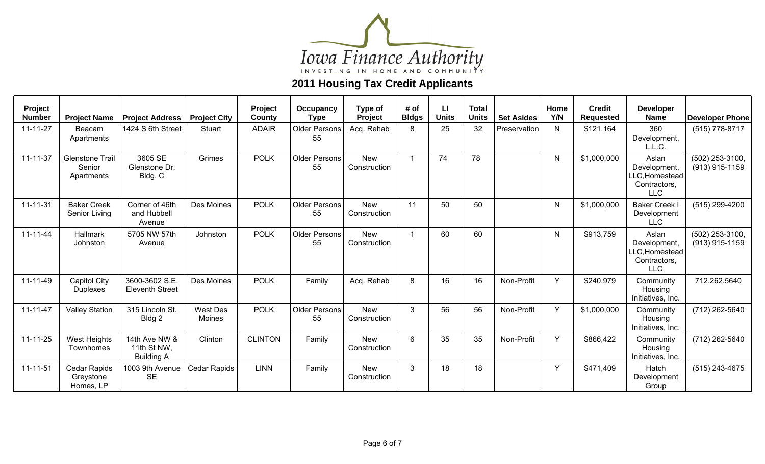Iowa Finance Authority

INVESTING IN HOME AND COMMUNITY

## 2011 Housing Tax Credit Applicants

| Project Number | Project Name | Project Address | Project City | Project County | Occupancy Type | Type of Project | # of Bldgs | LI Units | Total Units | Set Asides | Home Y/N | Credit Requested | Developer Name | Developer Phone |
|---|---|---|---|---|---|---|---|---|---|---|---|---|---|---|
| 11-11-27 | Beacam Apartments | 1424 S 6th Street | Stuart | ADAIR | Older Persons 55 | Acq. Rehab | 8 | 25 | 32 | Preservation | N | $121,164 | 360 Development, L.L.C. | (515) 778-8717 |
| 11-11-37 | Glenstone Trail Senior Apartments | 3605 SE Glenstone Dr. Bldg. C | Grimes | POLK | Older Persons 55 | New Construction | 1 | 74 | 78 | | N | $1,000,000 | Aslan Development, LLC,Homestead Contractors, LLC | (502) 253-3100, (913) 915-1159 |
| 11-11-31 | Baker Creek Senior Living | Corner of 46th and Hubbell Avenue | Des Moines | POLK | Older Persons 55 | New Construction | 11 | 50 | 50 | | N | $1,000,000 | Baker Creek I Development LLC | (515) 299-4200 |
| 11-11-44 | Hallmark Johnston | 5705 NW 57th Avenue | Johnston | POLK | Older Persons 55 | New Construction | 1 | 60 | 60 | | N | $913,759 | Aslan Development, LLC,Homestead Contractors, LLC | (502) 253-3100, (913) 915-1159 |
| 11-11-49 | Capitol City Duplexes | 3600-3602 S.E. Eleventh Street | Des Moines | POLK | Family | Acq. Rehab | 8 | 16 | 16 | Non-Profit | Y | $240,979 | Community Housing Initiatives, Inc. | 712.262.5640 |
| 11-11-47 | Valley Station | 315 Lincoln St. Bldg 2 | West Des Moines | POLK | Older Persons 55 | New Construction | 3 | 56 | 56 | Non-Profit | Y | $1,000,000 | Community Housing Initiatives, Inc. | (712) 262-5640 |
| 11-11-25 | West Heights Townhomes | 14th Ave NW & 11th St NW, Building A | Clinton | CLINTON | Family | New Construction | 6 | 35 | 35 | Non-Profit | Y | $866,422 | Community Housing Initiatives, Inc. | (712) 262-5640 |
| 11-11-51 | Cedar Rapids Greystone Homes, LP | 1003 9th Avenue SE | Cedar Rapids | LINN | Family | New Construction | 3 | 18 | 18 | | Y | $471,409 | Hatch Development Group | (515) 243-4675 |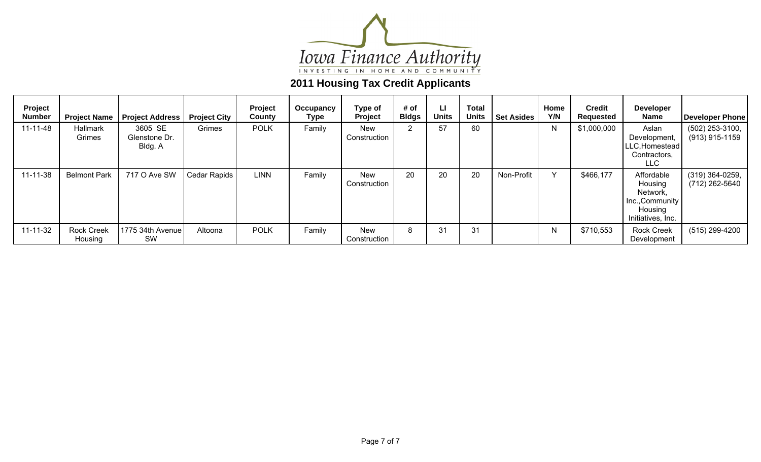Iowa Finance Authority

INVESTING IN HOME AND COMMUNITY

## 2011 Housing Tax Credit Applicants

| Project Number | Project Name | Project Address | Project City | Project County | Occupancy Type | Type of Project | # of Bldgs | LI Units | Total Units | Set Asides | Home Y/N | Credit Requested | Developer Name | Developer Phone |
|---|---|---|---|---|---|---|---|---|---|---|---|---|---|---|
| 11-11-48 | Hallmark Grimes | 3605 SE Glenstone Dr. Bldg. A | Grimes | POLK | Family | New Construction | 2 | 57 | 60 | | N | $1,000,000 | Aslan Development, LLC,Homestead Contractors, LLC | (502) 253-3100, (913) 915-1159 |
| 11-11-38 | Belmont Park | 717 O Ave SW | Cedar Rapids | LINN | Family | New Construction | 20 | 20 | 20 | Non-Profit | Y | $466,177 | Affordable Housing Network, Inc.,Community Housing Initiatives, Inc. | (319) 364-0259, (712) 262-5640 |
| 11-11-32 | Rock Creek Housing | 1775 34th Avenue SW | Altoona | POLK | Family | New Construction | 8 | 31 | 31 | | N | $710,553 | Rock Creek Development | (515) 299-4200 |